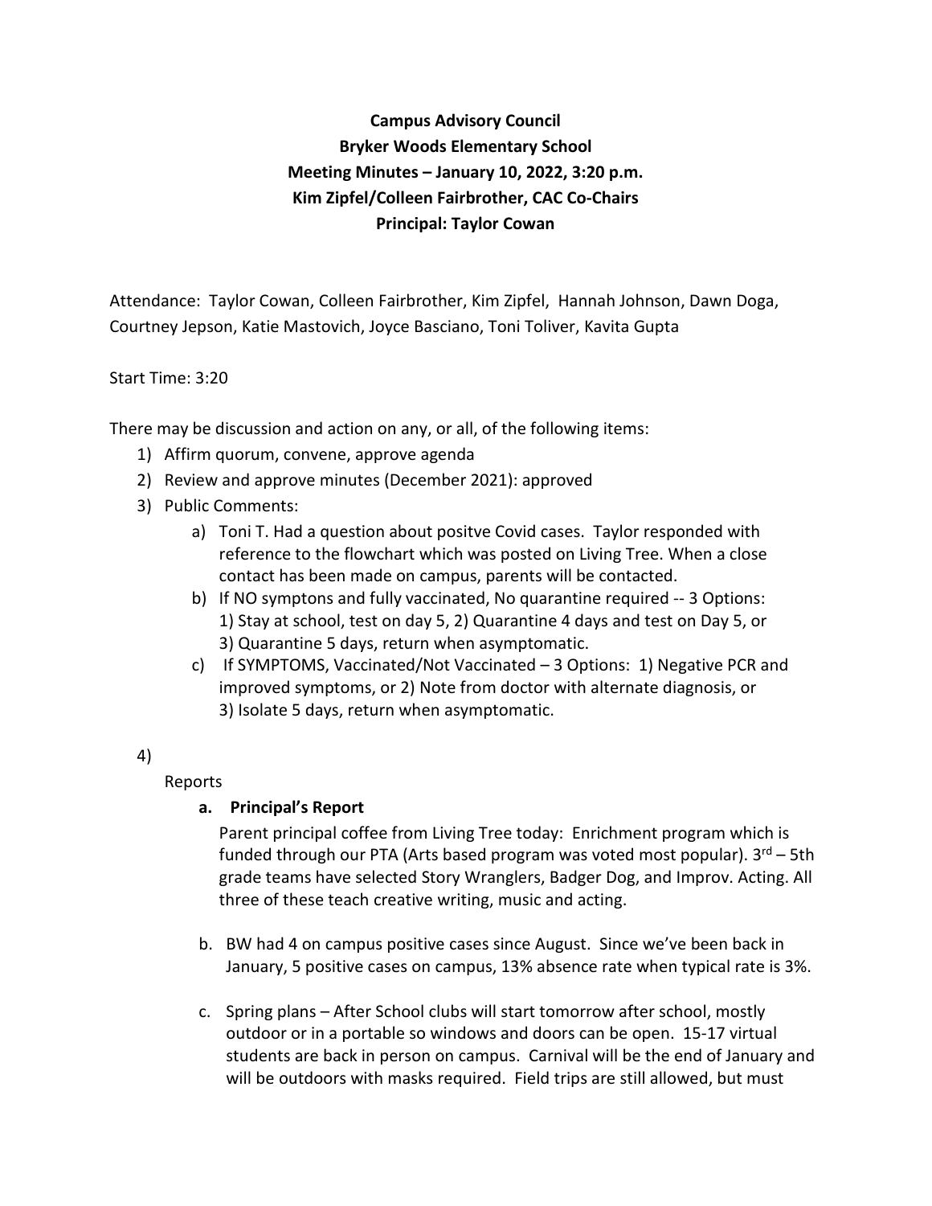**Campus Advisory Council**
**Bryker Woods Elementary School**
**Meeting Minutes – January 10, 2022, 3:20 p.m.**
**Kim Zipfel/Colleen Fairbrother, CAC Co-Chairs**
**Principal: Taylor Cowan**

Attendance: Taylor Cowan, Colleen Fairbrother, Kim Zipfel, Hannah Johnson, Dawn Doga, Courtney Jepson, Katie Mastovich, Joyce Basciano, Toni Toliver, Kavita Gupta

Start Time: 3:20

There may be discussion and action on any, or all, of the following items:

1) Affirm quorum, convene, approve agenda
2) Review and approve minutes (December 2021): approved
3) Public Comments:
   a) Toni T. Had a question about positve Covid cases. Taylor responded with reference to the flowchart which was posted on Living Tree. When a close contact has been made on campus, parents will be contacted.
   b) If NO symptons and fully vaccinated, No quarantine required -- 3 Options: 1) Stay at school, test on day 5, 2) Quarantine 4 days and test on Day 5, or 3) Quarantine 5 days, return when asymptomatic.
   c) If SYMPTOMS, Vaccinated/Not Vaccinated – 3 Options: 1) Negative PCR and improved symptoms, or 2) Note from doctor with alternate diagnosis, or 3) Isolate 5 days, return when asymptomatic.

4) Reports

   **a. Principal's Report**

   Parent principal coffee from Living Tree today: Enrichment program which is funded through our PTA (Arts based program was voted most popular). 3rd – 5th grade teams have selected Story Wranglers, Badger Dog, and Improv. Acting. All three of these teach creative writing, music and acting.

   b. BW had 4 on campus positive cases since August. Since we've been back in January, 5 positive cases on campus, 13% absence rate when typical rate is 3%.

   c. Spring plans – After School clubs will start tomorrow after school, mostly outdoor or in a portable so windows and doors can be open. 15-17 virtual students are back in person on campus. Carnival will be the end of January and will be outdoors with masks required. Field trips are still allowed, but must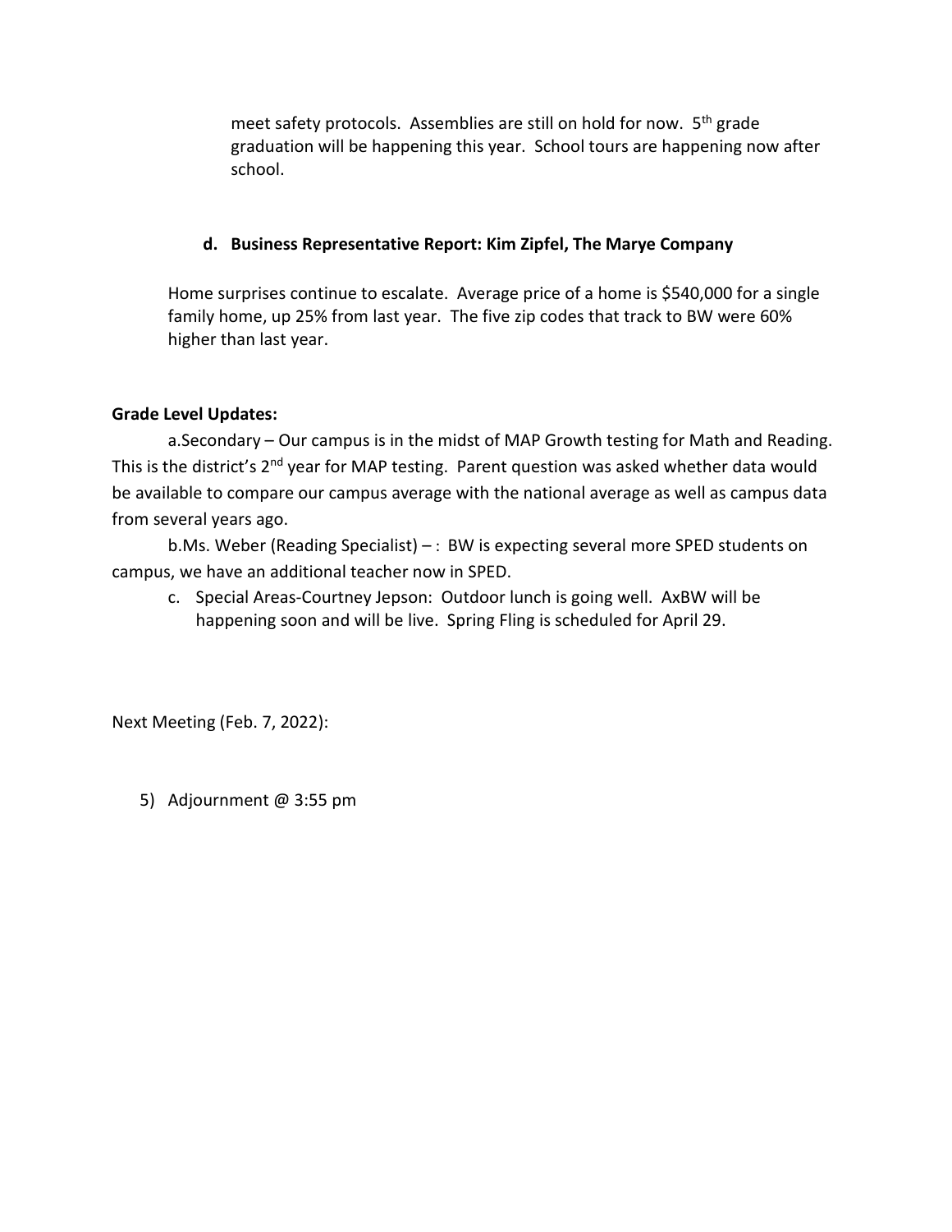meet safety protocols. Assemblies are still on hold for now. 5th grade graduation will be happening this year. School tours are happening now after school.

**d. Business Representative Report: Kim Zipfel, The Marye Company**

Home surprises continue to escalate. Average price of a home is $540,000 for a single family home, up 25% from last year. The five zip codes that track to BW were 60% higher than last year.

**Grade Level Updates:**

a.Secondary – Our campus is in the midst of MAP Growth testing for Math and Reading. This is the district's 2nd year for MAP testing. Parent question was asked whether data would be available to compare our campus average with the national average as well as campus data from several years ago.

b.Ms. Weber (Reading Specialist) – : BW is expecting several more SPED students on campus, we have an additional teacher now in SPED.

c. Special Areas-Courtney Jepson: Outdoor lunch is going well. AxBW will be happening soon and will be live. Spring Fling is scheduled for April 29.

Next Meeting (Feb. 7, 2022):

5) Adjournment @ 3:55 pm